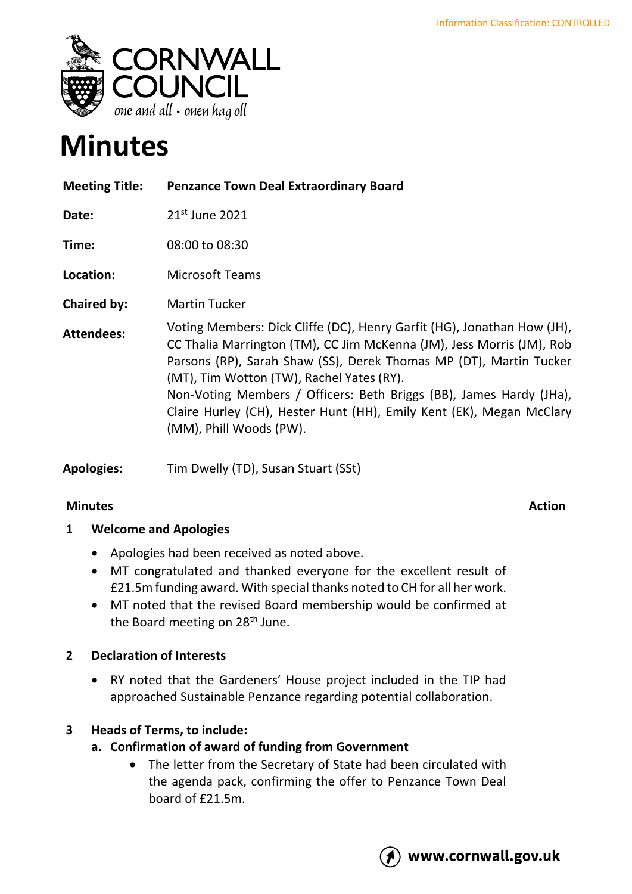Information Classification: CONTROLLED

# Minutes

| | |
|---|---|
| **Meeting Title:** | **Penzance Town Deal Extraordinary Board** |
| **Date:** | 21st June 2021 |
| **Time:** | 08:00 to 08:30 |
| **Location:** | Microsoft Teams |
| **Chaired by:** | Martin Tucker |
| **Attendees:** | Voting Members: Dick Cliffe (DC), Henry Garfit (HG), Jonathan How (JH), CC Thalia Marrington (TM), CC Jim McKenna (JM), Jess Morris (JM), Rob Parsons (RP), Sarah Shaw (SS), Derek Thomas MP (DT), Martin Tucker (MT), Tim Wotton (TW), Rachel Yates (RY).<br>Non-Voting Members / Officers: Beth Briggs (BB), James Hardy (JHa), Claire Hurley (CH), Hester Hunt (HH), Emily Kent (EK), Megan McClary (MM), Phill Woods (PW). |
| **Apologies:** | Tim Dwelly (TD), Susan Stuart (SSt) |

**Minutes** | **Action**

## 1 Welcome and Apologies

- Apologies had been received as noted above.
- MT congratulated and thanked everyone for the excellent result of £21.5m funding award. With special thanks noted to CH for all her work.
- MT noted that the revised Board membership would be confirmed at the Board meeting on 28th June.

## 2 Declaration of Interests

- RY noted that the Gardeners' House project included in the TIP had approached Sustainable Penzance regarding potential collaboration.

## 3 Heads of Terms, to include:

### a. Confirmation of award of funding from Government

- The letter from the Secretary of State had been circulated with the agenda pack, confirming the offer to Penzance Town Deal board of £21.5m.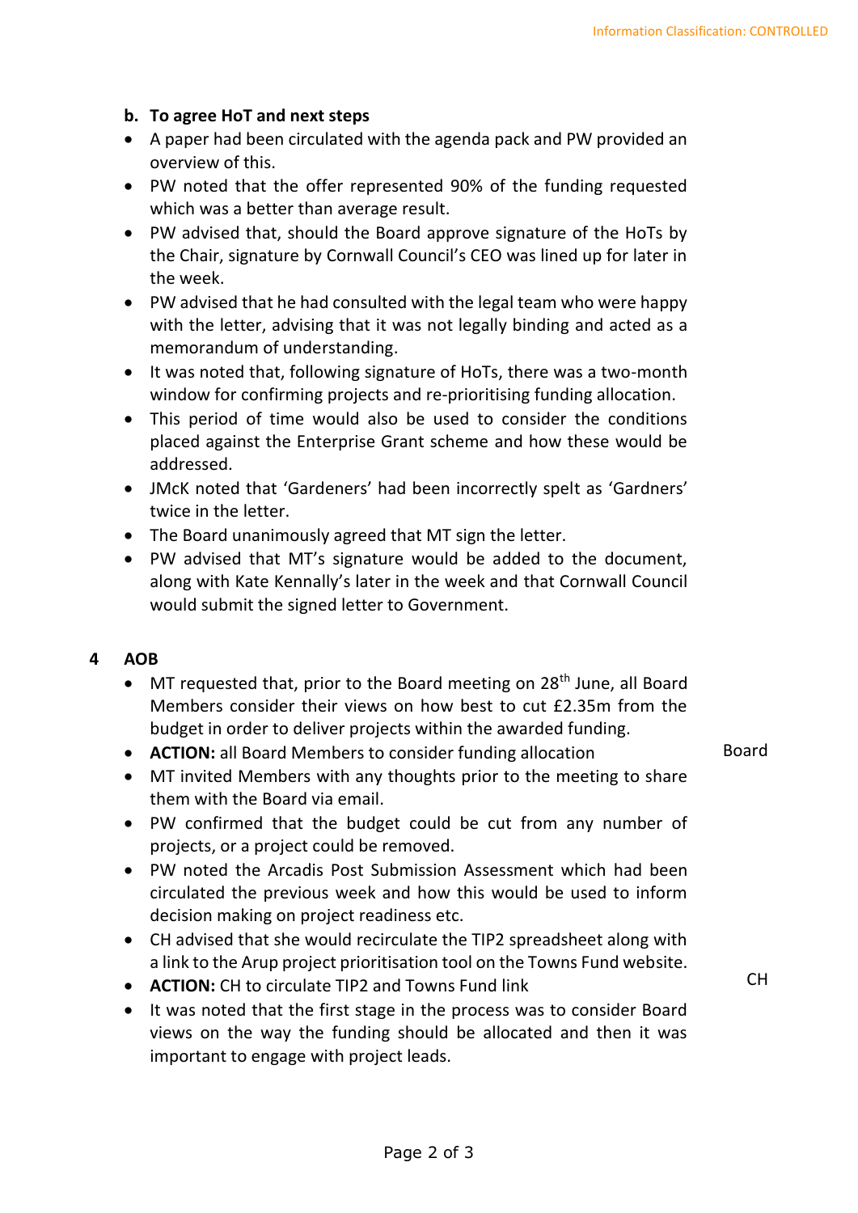**b. To agree HoT and next steps**

- A paper had been circulated with the agenda pack and PW provided an overview of this.
- PW noted that the offer represented 90% of the funding requested which was a better than average result.
- PW advised that, should the Board approve signature of the HoTs by the Chair, signature by Cornwall Council's CEO was lined up for later in the week.
- PW advised that he had consulted with the legal team who were happy with the letter, advising that it was not legally binding and acted as a memorandum of understanding.
- It was noted that, following signature of HoTs, there was a two-month window for confirming projects and re-prioritising funding allocation.
- This period of time would also be used to consider the conditions placed against the Enterprise Grant scheme and how these would be addressed.
- JMcK noted that 'Gardeners' had been incorrectly spelt as 'Gardners' twice in the letter.
- The Board unanimously agreed that MT sign the letter.
- PW advised that MT's signature would be added to the document, along with Kate Kennally's later in the week and that Cornwall Council would submit the signed letter to Government.

**4 AOB**

- MT requested that, prior to the Board meeting on 28th June, all Board Members consider their views on how best to cut £2.35m from the budget in order to deliver projects within the awarded funding.
- **ACTION:** all Board Members to consider funding allocation — Board
- MT invited Members with any thoughts prior to the meeting to share them with the Board via email.
- PW confirmed that the budget could be cut from any number of projects, or a project could be removed.
- PW noted the Arcadis Post Submission Assessment which had been circulated the previous week and how this would be used to inform decision making on project readiness etc.
- CH advised that she would recirculate the TIP2 spreadsheet along with a link to the Arup project prioritisation tool on the Towns Fund website.
- **ACTION:** CH to circulate TIP2 and Towns Fund link — CH
- It was noted that the first stage in the process was to consider Board views on the way the funding should be allocated and then it was important to engage with project leads.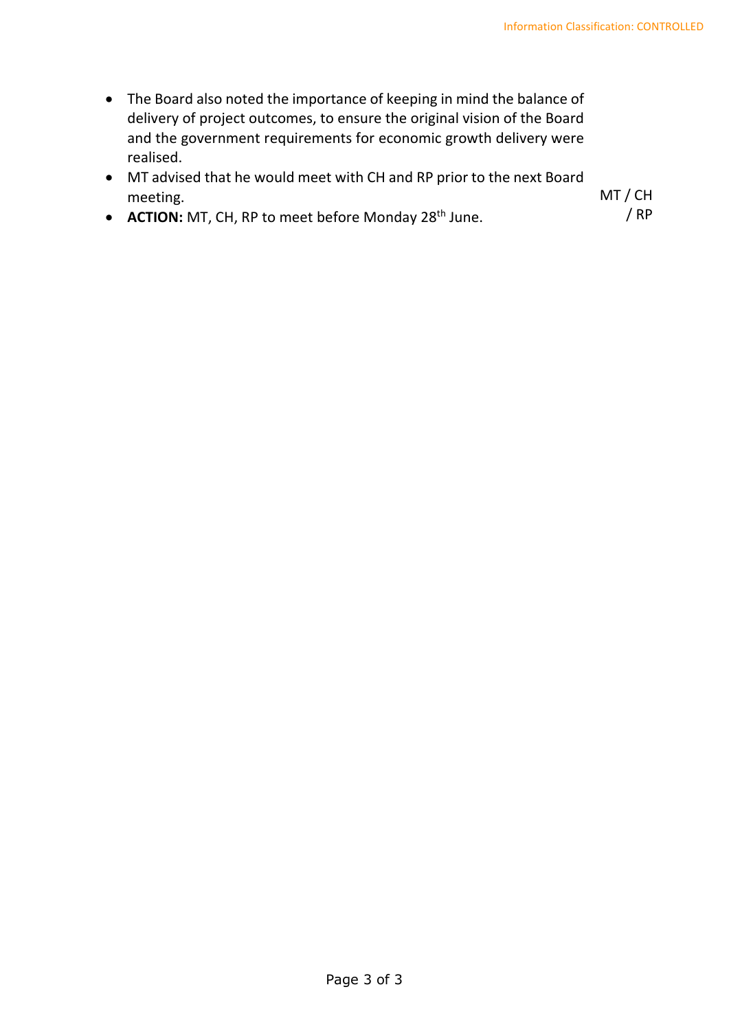- The Board also noted the importance of keeping in mind the balance of delivery of project outcomes, to ensure the original vision of the Board and the government requirements for economic growth delivery were realised.
- MT advised that he would meet with CH and RP prior to the next Board meeting. — MT / CH / RP
- **ACTION:** MT, CH, RP to meet before Monday 28th June.